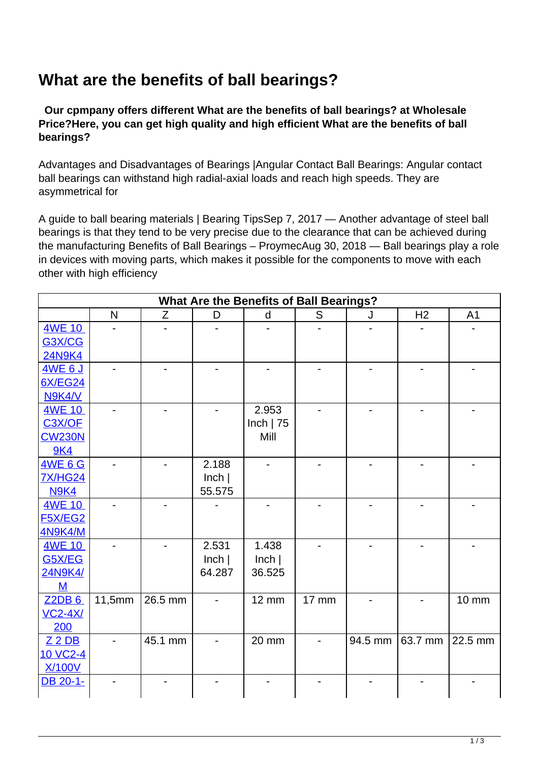# What are the benefits of ball bearings?

**Our cpmpany offers different What are the benefits of ball bearings? at Wholesale Price?Here, you can get high quality and high efficient What are the benefits of ball bearings?**

Advantages and Disadvantages of Bearings |Angular Contact Ball Bearings: Angular contact ball bearings can withstand high radial-axial loads and reach high speeds. They are asymmetrical for

A guide to ball bearing materials | Bearing TipsSep 7, 2017 — Another advantage of steel ball bearings is that they tend to be very precise due to the clearance that can be achieved during the manufacturing Benefits of Ball Bearings – ProymecAug 30, 2018 — Ball bearings play a role in devices with moving parts, which makes it possible for the components to move with each other with high efficiency

| What Are the Benefits of Ball Bearings? | | | | | | | | |
|---|---|---|---|---|---|---|---|---|
| | N | Z | D | d | S | J | H2 | A1 |
| 4WE 10 G3X/CG 24N9K4 | - | - | - | - | - | - | - | - |
| 4WE 6 J 6X/EG24 N9K4/V | - | - | - | - | - | - | - | - |
| 4WE 10 C3X/OF CW230N 9K4 | - | - | - | 2.953 Inch \| 75 Mill | - | - | - | - |
| 4WE 6 G 7X/HG24 N9K4 | - | - | 2.188 Inch \| 55.575 | - | - | - | - | - |
| 4WE 10 F5X/EG2 4N9K4/M | - | - | - | - | - | - | - | - |
| 4WE 10 G5X/EG 24N9K4/ M | - | - | 2.531 Inch \| 64.287 | 1.438 Inch \| 36.525 | - | - | - | - |
| Z2DB 6 VC2-4X/ 200 | 11,5mm | 26.5 mm | - | 12 mm | 17 mm | - | - | 10 mm |
| Z 2 DB 10 VC2-4 X/100V | - | 45.1 mm | - | 20 mm | - | 94.5 mm | 63.7 mm | 22.5 mm |
| DB 20-1- | - | - | - | - | - | - | - | - |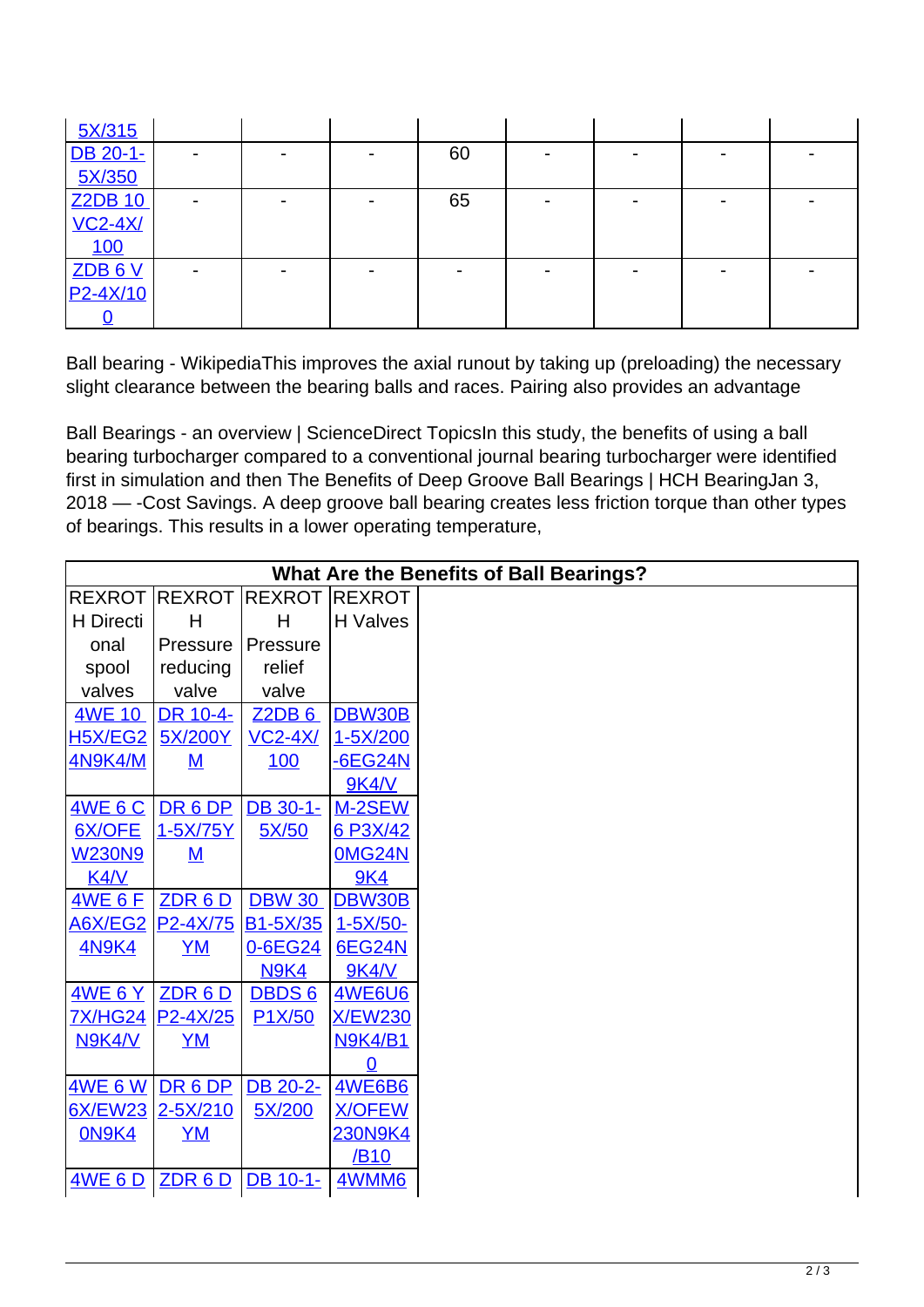| 5X/315 | | | | | | | | |
|---|---|---|---|---|---|---|---|---|
| DB 20-1-5X/350 | - | - | - | 60 | - | - | - | - |
| Z2DB 10 VC2-4X/100 | - | - | - | 65 | - | - | - | - |
| ZDB 6 VP2-4X/100 | - | - | - | - | - | - | - | - |

Ball bearing - WikipediaThis improves the axial runout by taking up (preloading) the necessary slight clearance between the bearing balls and races. Pairing also provides an advantage

Ball Bearings - an overview | ScienceDirect TopicsIn this study, the benefits of using a ball bearing turbocharger compared to a conventional journal bearing turbocharger were identified first in simulation and then The Benefits of Deep Groove Ball Bearings | HCH BearingJan 3, 2018 — -Cost Savings. A deep groove ball bearing creates less friction torque than other types of bearings. This results in a lower operating temperature,

| What Are the Benefits of Ball Bearings? | | | | |
|---|---|---|---|---|
| REXROTH Directional spool valves | REXROTH Pressure reducing valve | REXROTH Pressure relief valve | REXROTH Valves | |
| 4WE 10 H5X/EG24N9K4/M | DR 10-4-5X/200YM | Z2DB 6 VC2-4X/100 | DBW30B1-5X/200-6EG24N9K4/V | |
| 4WE 6 C6X/OFEW230N9K4/V | DR 6 DP1-5X/75YM | DB 30-1-5X/50 | M-2SEW6 P3X/420MG24N9K4 | |
| 4WE 6 FA6X/EG24N9K4 | ZDR 6 DP2-4X/75YM | DBW 30 B1-5X/350-6EG24N9K4 | DBW30B1-5X/50-6EG24N9K4/V | |
| 4WE 6 Y7X/HG24N9K4/V | ZDR 6 DP2-4X/25YM | DBDS 6 P1X/50 | 4WE6U6X/EW230N9K4/B10 | |
| 4WE 6 W6X/EW230N9K4 | DR 6 DP2-5X/210YM | DB 20-2-5X/200 | 4WE6B6X/OFEW230N9K4/B10 | |
| 4WE 6 D | ZDR 6 D | DB 10-1- | 4WMM6 | |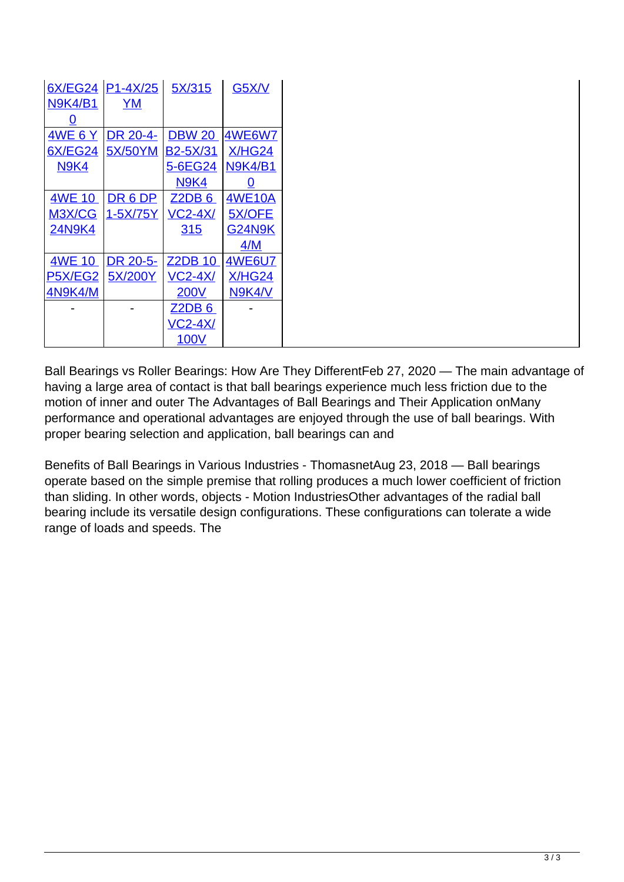| | | | |
|---|---|---|---|
| 6X/EG24N9K4/B10 | P1-4X/25YM | 5X/315 | G5X/V |
| 4WE 6 Y6X/EG24N9K4 | DR 20-4-5X/50YM | DBW 20B2-5X/315-6EG24N9K4 | 4WE6W7X/HG24N9K4/B10 |
| 4WE 10M3X/CG24N9K4 | DR 6 DP1-5X/75Y | Z2DB 6VC2-4X/315 | 4WE10A5X/OFEG24N9K4/M |
| 4WE 10P5X/EG24N9K4/M | DR 20-5-5X/200Y | Z2DB 10VC2-4X/200V | 4WE6U7X/HG24N9K4/V |
| - | - | Z2DB 6VC2-4X/100V | - |

Ball Bearings vs Roller Bearings: How Are They DifferentFeb 27, 2020 — The main advantage of having a large area of contact is that ball bearings experience much less friction due to the motion of inner and outer The Advantages of Ball Bearings and Their Application onMany performance and operational advantages are enjoyed through the use of ball bearings. With proper bearing selection and application, ball bearings can and

Benefits of Ball Bearings in Various Industries - ThomasnetAug 23, 2018 — Ball bearings operate based on the simple premise that rolling produces a much lower coefficient of friction than sliding. In other words, objects - Motion IndustriesOther advantages of the radial ball bearing include its versatile design configurations. These configurations can tolerate a wide range of loads and speeds. The